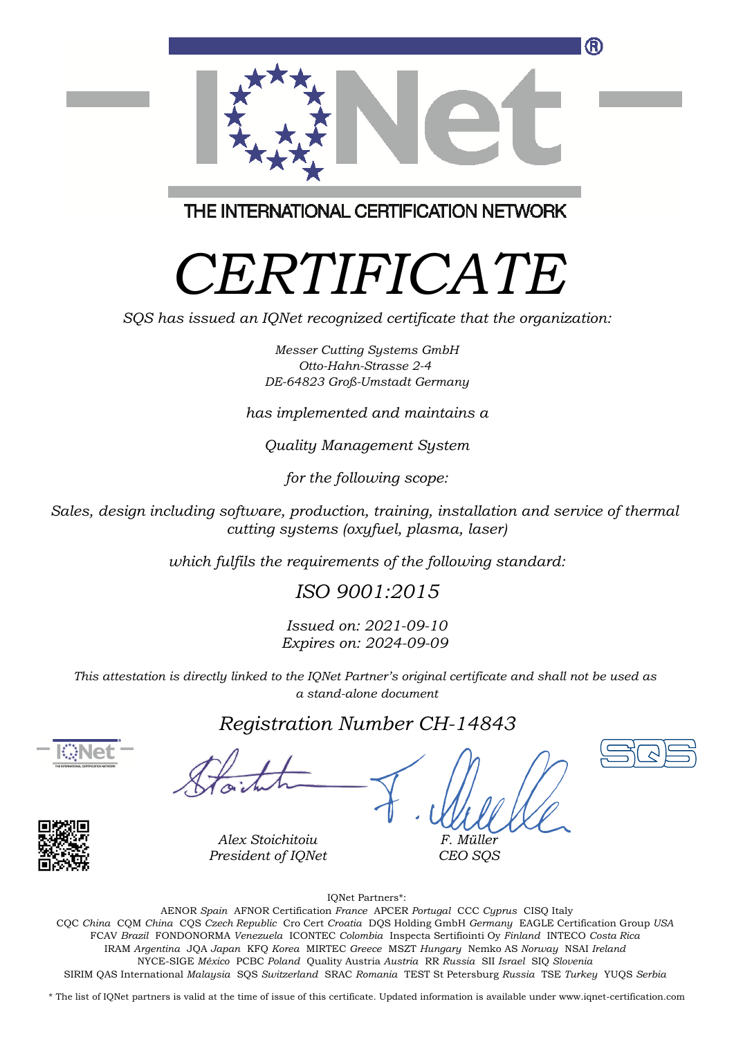THE INTERNATIONAL CERTIFICATION NETWORK

# *CERTIFICATE*

*SQS has issued an IQNet recognized certificate that the organization:*

*Messer Cutting Systems GmbH*
*Otto-Hahn-Strasse 2-4*
*DE-64823 Groß-Umstadt Germany*

*has implemented and maintains a*

*Quality Management System*

*for the following scope:*

*Sales, design including software, production, training, installation and service of thermal cutting systems (oxyfuel, plasma, laser)*

*which fulfils the requirements of the following standard:*

*ISO 9001:2015*

*Issued on: 2021-09-10*
*Expires on: 2024-09-09*

*This attestation is directly linked to the IQNet Partner's original certificate and shall not be used as a stand-alone document*

*Registration Number CH-14843*

*Alex Stoichitoiu*
*President of IQNet*

*F. Müller*
*CEO SQS*

IQNet Partners*:

AENOR *Spain* AFNOR Certification *France* APCER *Portugal* CCC *Cyprus* CISQ Italy
CQC *China* CQM *China* CQS *Czech Republic* Cro Cert *Croatia* DQS Holding GmbH *Germany* EAGLE Certification Group *USA*
FCAV *Brazil* FONDONORMA *Venezuela* ICONTEC *Colombia* Inspecta Sertifiointi Oy *Finland* INTECO *Costa Rica*
IRAM *Argentina* JQA *Japan* KFQ *Korea* MIRTEC *Greece* MSZT *Hungary* Nemko AS *Norway* NSAI *Ireland*
NYCE-SIGE *México* PCBC *Poland* Quality Austria *Austria* RR *Russia* SII *Israel* SIQ *Slovenia*
SIRIM QAS International *Malaysia* SQS *Switzerland* SRAC *Romania* TEST St Petersburg *Russia* TSE *Turkey* YUQS *Serbia*

* The list of IQNet partners is valid at the time of issue of this certificate. Updated information is available under www.iqnet-certification.com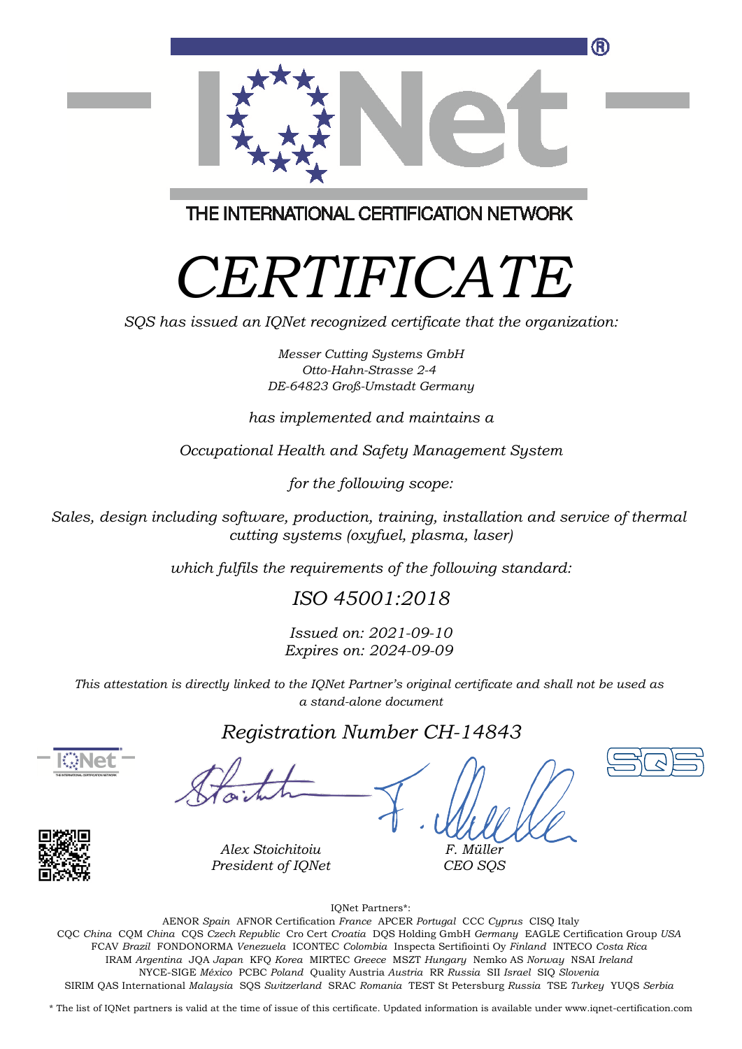THE INTERNATIONAL CERTIFICATION NETWORK

# *CERTIFICATE*

*SQS has issued an IQNet recognized certificate that the organization:*

*Messer Cutting Systems GmbH*
*Otto-Hahn-Strasse 2-4*
*DE-64823 Groß-Umstadt Germany*

*has implemented and maintains a*

*Occupational Health and Safety Management System*

*for the following scope:*

*Sales, design including software, production, training, installation and service of thermal cutting systems (oxyfuel, plasma, laser)*

*which fulfils the requirements of the following standard:*

*ISO 45001:2018*

*Issued on: 2021-09-10*
*Expires on: 2024-09-09*

*This attestation is directly linked to the IQNet Partner's original certificate and shall not be used as a stand-alone document*

*Registration Number CH-14843*

*Alex Stoichitoiu*
*President of IQNet*

*F. Müller*
*CEO SQS*

IQNet Partners*:

AENOR *Spain* AFNOR Certification *France* APCER *Portugal* CCC *Cyprus* CISQ Italy
CQC *China* CQM *China* CQS *Czech Republic* Cro Cert *Croatia* DQS Holding GmbH *Germany* EAGLE Certification Group *USA*
FCAV *Brazil* FONDONORMA *Venezuela* ICONTEC *Colombia* Inspecta Sertifiointi Oy *Finland* INTECO *Costa Rica*
IRAM *Argentina* JQA *Japan* KFQ *Korea* MIRTEC *Greece* MSZT *Hungary* Nemko AS *Norway* NSAI *Ireland*
NYCE-SIGE *México* PCBC *Poland* Quality Austria *Austria* RR *Russia* SII *Israel* SIQ *Slovenia*
SIRIM QAS International *Malaysia* SQS *Switzerland* SRAC *Romania* TEST St Petersburg *Russia* TSE *Turkey* YUQS *Serbia*

* The list of IQNet partners is valid at the time of issue of this certificate. Updated information is available under www.iqnet-certification.com